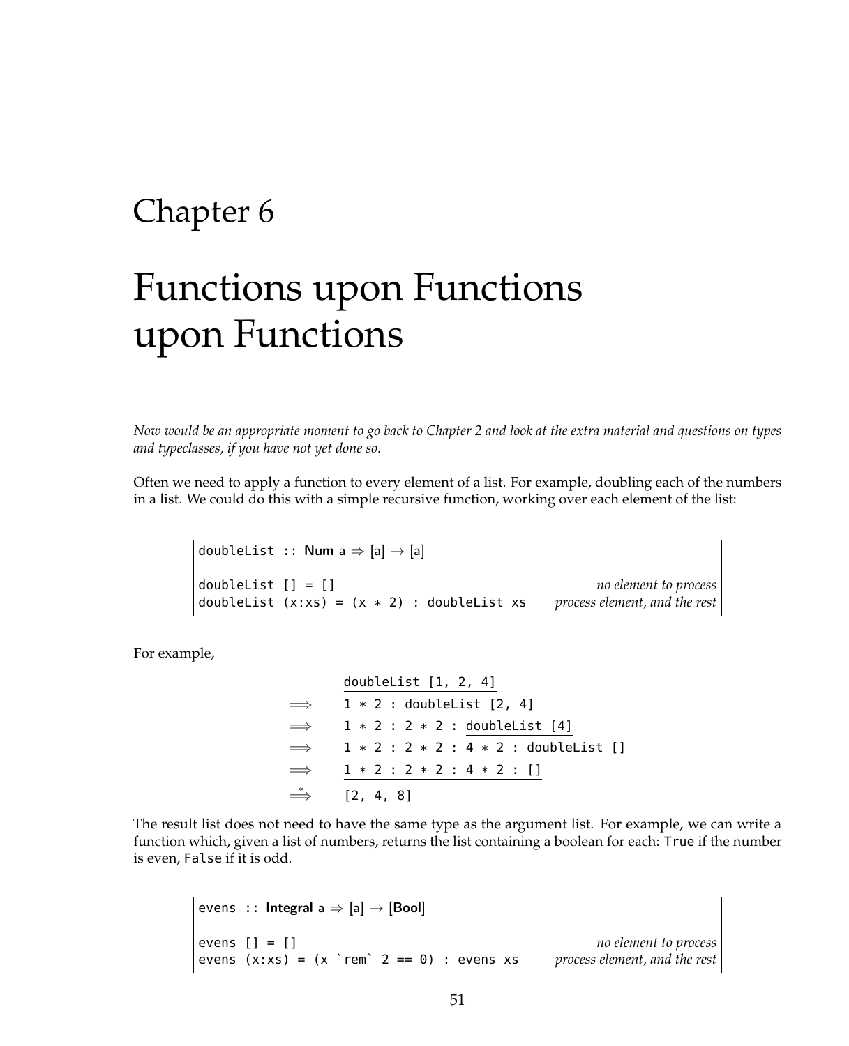# Chapter 6

# Functions upon Functions upon Functions

*Now would be an appropriate moment to go back to Chapter 2 and look at the extra material and questions on types and typeclasses, if you have not yet done so.*

Often we need to apply a function to every element of a list. For example, doubling each of the numbers in a list. We could do this with a simple recursive function, working over each element of the list:

```
doubleList :: Num a ⇒ [a] → [a]

doubleList [] = []                                 no element to process
doubleList (x:xs) = (x * 2) : doubleList xs        process element, and the rest
```

For example,

```
    doubleList [1, 2, 4]
⟹  1 * 2 : doubleList [2, 4]
⟹  1 * 2 : 2 * 2 : doubleList [4]
⟹  1 * 2 : 2 * 2 : 4 * 2 : doubleList []
⟹  1 * 2 : 2 * 2 : 4 * 2 : []
⟹* [2, 4, 8]
```

The result list does not need to have the same type as the argument list. For example, we can write a function which, given a list of numbers, returns the list containing a boolean for each: `True` if the number is even, `False` if it is odd.

```
evens :: Integral a ⇒ [a] → [Bool]

evens [] = []                                      no element to process
evens (x:xs) = (x `rem` 2 == 0) : evens xs         process element, and the rest
```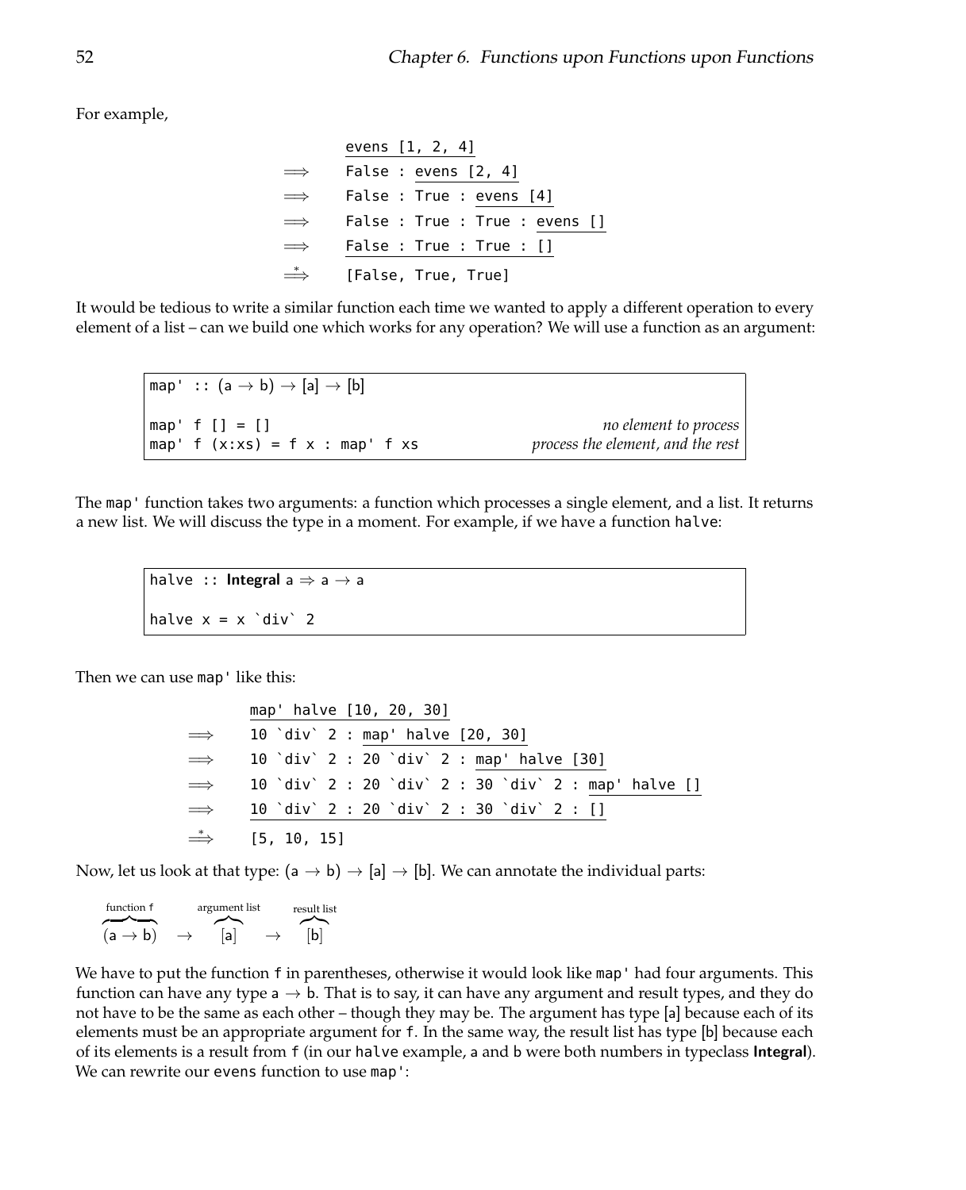For example,

```
    evens [1, 2, 4]
⟹  False : evens [2, 4]
⟹  False : True : evens [4]
⟹  False : True : True : evens []
⟹  False : True : True : []
*⟹ [False, True, True]
```

It would be tedious to write a similar function each time we wanted to apply a different operation to every element of a list – can we build one which works for any operation? We will use a function as an argument:

```
map' :: (a → b) → [a] → [b]

map' f [] = []                       -- no element to process
map' f (x:xs) = f x : map' f xs      -- process the element, and the rest
```

The `map'` function takes two arguments: a function which processes a single element, and a list. It returns a new list. We will discuss the type in a moment. For example, if we have a function `halve`:

```
halve :: Integral a ⇒ a → a

halve x = x `div` 2
```

Then we can use `map'` like this:

```
    map' halve [10, 20, 30]
⟹  10 `div` 2 : map' halve [20, 30]
⟹  10 `div` 2 : 20 `div` 2 : map' halve [30]
⟹  10 `div` 2 : 20 `div` 2 : 30 `div` 2 : map' halve []
⟹  10 `div` 2 : 20 `div` 2 : 30 `div` 2 : []
*⟹ [5, 10, 15]
```

Now, let us look at that type: $(a \rightarrow b) \rightarrow [a] \rightarrow [b]$. We can annotate the individual parts:

$$\overbrace{(a \rightarrow b)}^{\text{function f}} \rightarrow \overbrace{[a]}^{\text{argument list}} \rightarrow \overbrace{[b]}^{\text{result list}}$$

We have to put the function `f` in parentheses, otherwise it would look like `map'` had four arguments. This function can have any type $a \rightarrow b$. That is to say, it can have any argument and result types, and they do not have to be the same as each other – though they may be. The argument has type [a] because each of its elements must be an appropriate argument for `f`. In the same way, the result list has type [b] because each of its elements is a result from `f` (in our `halve` example, a and b were both numbers in typeclass **Integral**). We can rewrite our `evens` function to use `map'`: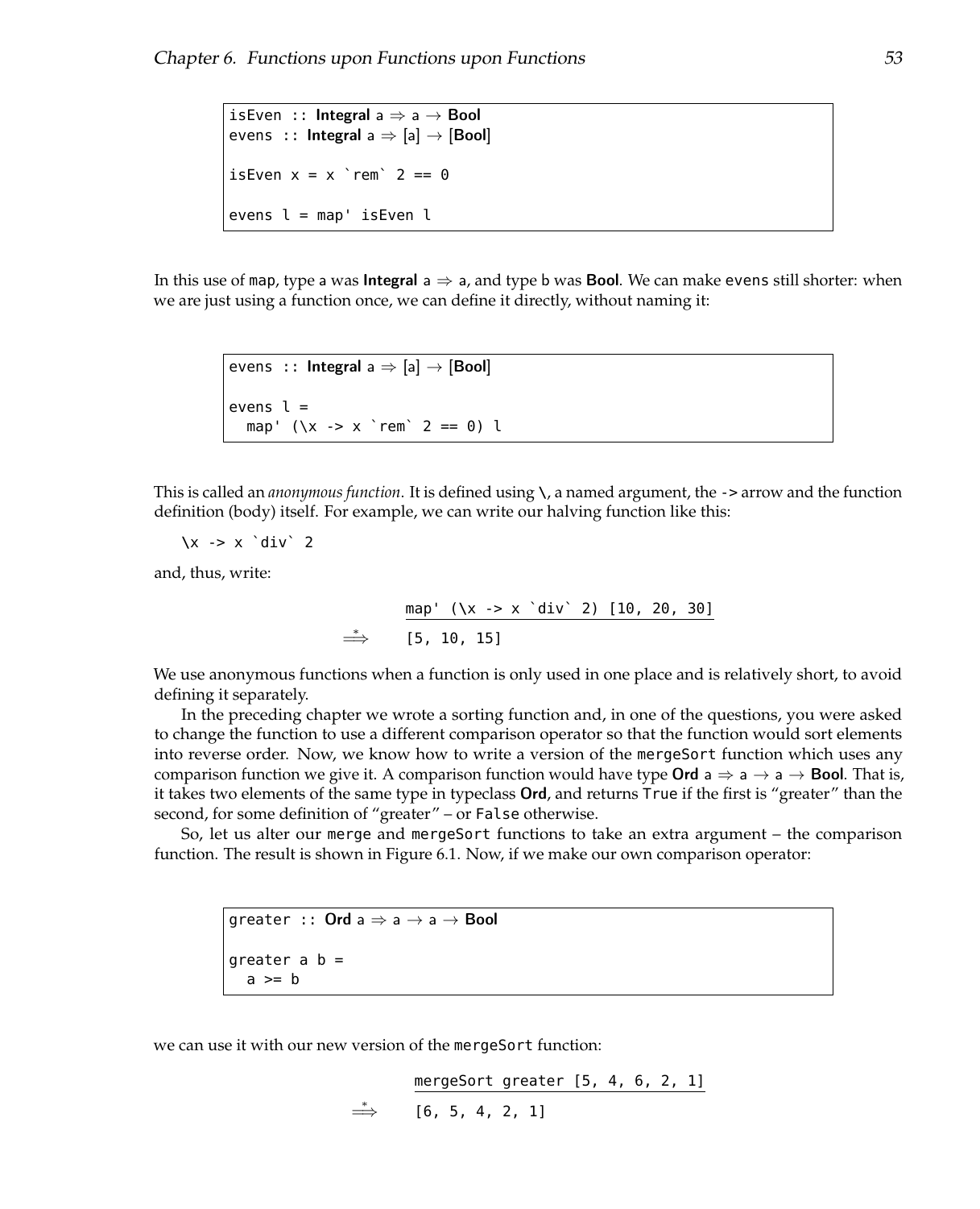```
isEven :: Integral a ⇒ a → Bool
evens :: Integral a ⇒ [a] → [Bool]

isEven x = x `rem` 2 == 0

evens l = map' isEven l
```

In this use of `map`, type `a` was **Integral** a ⇒ a, and type `b` was **Bool**. We can make `evens` still shorter: when we are just using a function once, we can define it directly, without naming it:

```
evens :: Integral a ⇒ [a] → [Bool]

evens l =
  map' (\x -> x `rem` 2 == 0) l
```

This is called an *anonymous function*. It is defined using `\`, a named argument, the `->` arrow and the function definition (body) itself. For example, we can write our halving function like this:

```
\x -> x `div` 2
```

and, thus, write:

```
    map' (\x -> x `div` 2) [10, 20, 30]
⟹*  [5, 10, 15]
```

We use anonymous functions when a function is only used in one place and is relatively short, to avoid defining it separately.

In the preceding chapter we wrote a sorting function and, in one of the questions, you were asked to change the function to use a different comparison operator so that the function would sort elements into reverse order. Now, we know how to write a version of the `mergeSort` function which uses any comparison function we give it. A comparison function would have type **Ord** a ⇒ a → a → **Bool**. That is, it takes two elements of the same type in typeclass **Ord**, and returns `True` if the first is "greater" than the second, for some definition of "greater" – or `False` otherwise.

So, let us alter our `merge` and `mergeSort` functions to take an extra argument – the comparison function. The result is shown in Figure 6.1. Now, if we make our own comparison operator:

```
greater :: Ord a ⇒ a → a → Bool

greater a b =
  a >= b
```

we can use it with our new version of the `mergeSort` function:

```
    mergeSort greater [5, 4, 6, 2, 1]
⟹*  [6, 5, 4, 2, 1]
```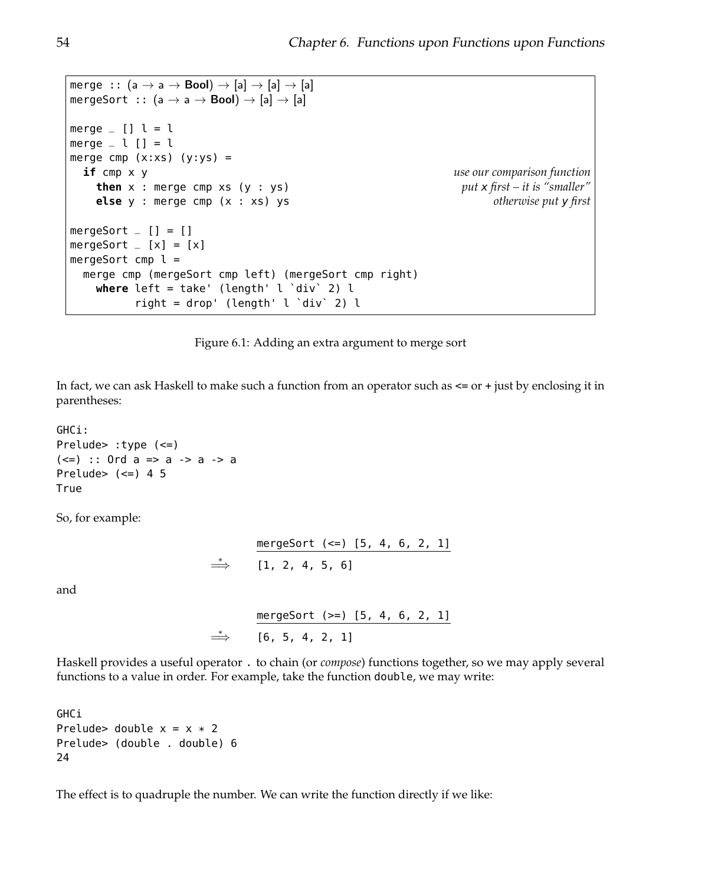```
merge :: (a → a → Bool) → [a] → [a] → [a]
mergeSort :: (a → a → Bool) → [a] → [a]

merge _ [] l = l
merge _ l [] = l
merge cmp (x:xs) (y:ys) =
  if cmp x y                              -- use our comparison function
    then x : merge cmp xs (y : ys)        -- put x first – it is "smaller"
    else y : merge cmp (x : xs) ys        -- otherwise put y first

mergeSort _ [] = []
mergeSort _ [x] = [x]
mergeSort cmp l =
  merge cmp (mergeSort cmp left) (mergeSort cmp right)
    where left = take' (length' l `div` 2) l
          right = drop' (length' l `div` 2) l
```

Figure 6.1: Adding an extra argument to merge sort

In fact, we can ask Haskell to make such a function from an operator such as `<=` or `+` just by enclosing it in parentheses:

```
GHCi:
Prelude> :type (<=)
(<=) :: Ord a => a -> a -> a
Prelude> (<=) 4 5
True
```

So, for example:

```
    mergeSort (<=) [5, 4, 6, 2, 1]
⟹*  [1, 2, 4, 5, 6]
```

and

```
    mergeSort (>=) [5, 4, 6, 2, 1]
⟹*  [6, 5, 4, 2, 1]
```

Haskell provides a useful operator `.` to chain (or *compose*) functions together, so we may apply several functions to a value in order. For example, take the function `double`, we may write:

```
GHCi
Prelude> double x = x * 2
Prelude> (double . double) 6
24
```

The effect is to quadruple the number. We can write the function directly if we like: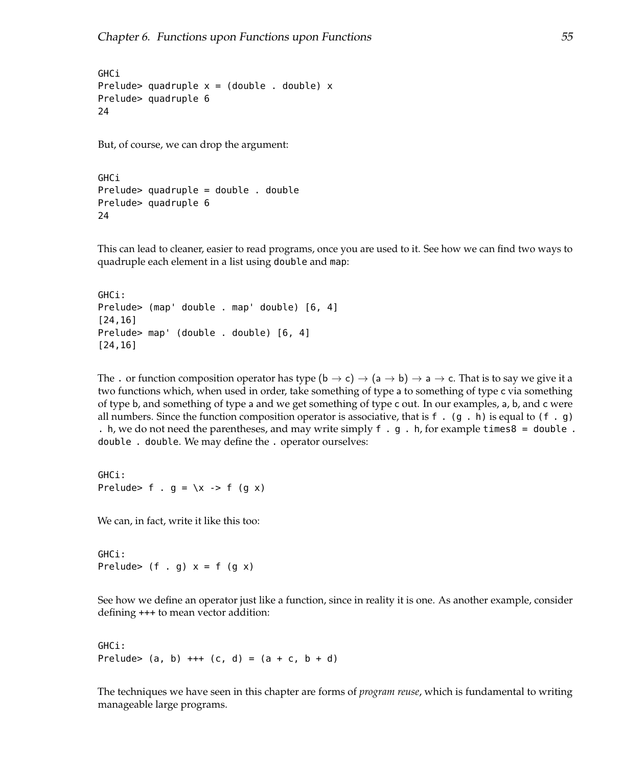```
GHCi
Prelude> quadruple x = (double . double) x
Prelude> quadruple 6
24
```

But, of course, we can drop the argument:

```
GHCi
Prelude> quadruple = double . double
Prelude> quadruple 6
24
```

This can lead to cleaner, easier to read programs, once you are used to it. See how we can find two ways to quadruple each element in a list using `double` and `map`:

```
GHCi:
Prelude> (map' double . map' double) [6, 4]
[24,16]
Prelude> map' (double . double) [6, 4]
[24,16]
```

The `.` or function composition operator has type $(b \rightarrow c) \rightarrow (a \rightarrow b) \rightarrow a \rightarrow c$. That is to say we give it a two functions which, when used in order, take something of type `a` to something of type `c` via something of type `b`, and something of type `a` and we get something of type `c` out. In our examples, `a`, `b`, and `c` were all numbers. Since the function composition operator is associative, that is `f . (g . h)` is equal to `(f . g) . h`, we do not need the parentheses, and may write simply `f . g . h`, for example `times8 = double . double . double`. We may define the `.` operator ourselves:

```
GHCi:
Prelude> f . g = \x -> f (g x)
```

We can, in fact, write it like this too:

```
GHCi:
Prelude> (f . g) x = f (g x)
```

See how we define an operator just like a function, since in reality it is one. As another example, consider defining `+++` to mean vector addition:

```
GHCi:
Prelude> (a, b) +++ (c, d) = (a + c, b + d)
```

The techniques we have seen in this chapter are forms of *program reuse*, which is fundamental to writing manageable large programs.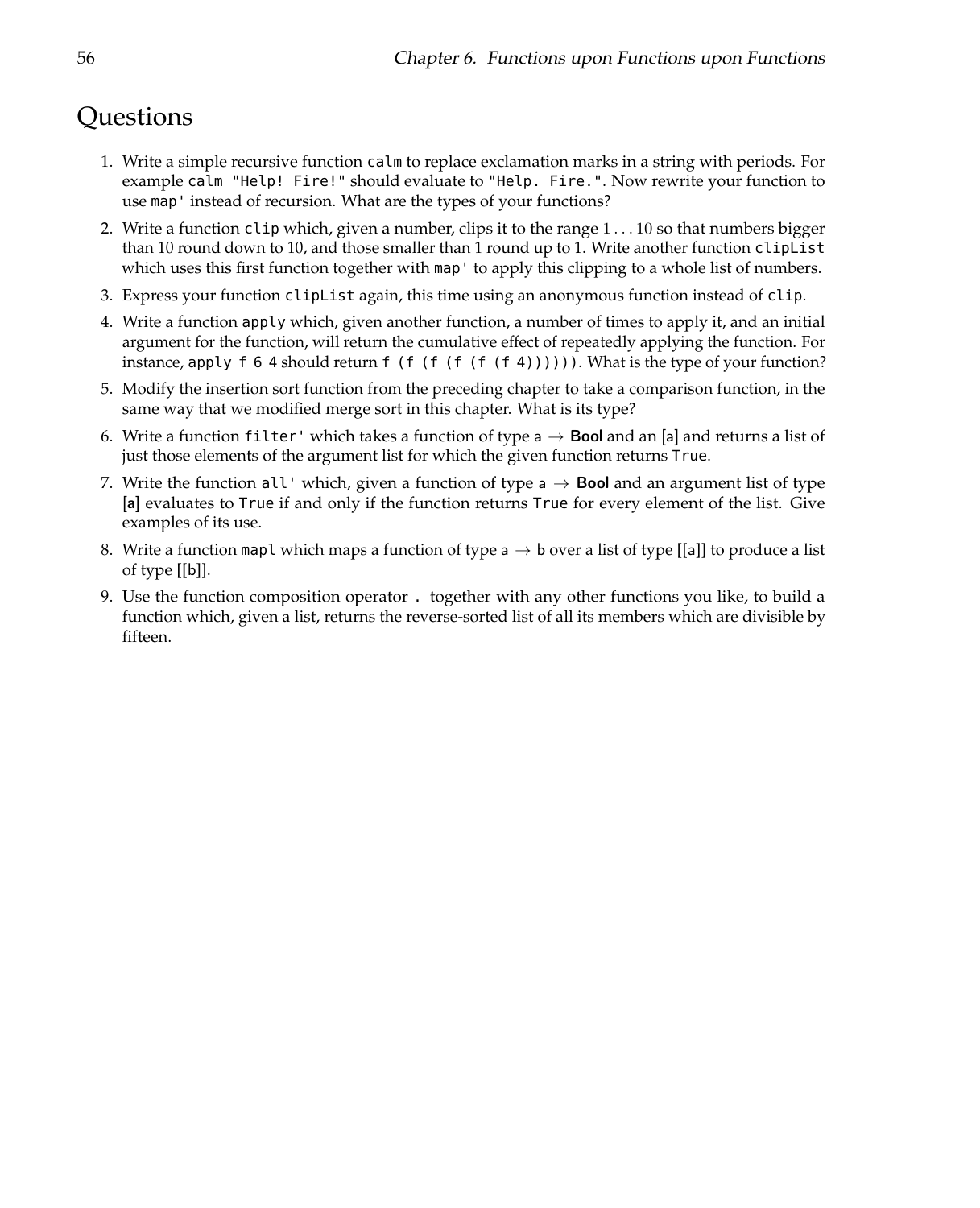# Questions

1. Write a simple recursive function `calm` to replace exclamation marks in a string with periods. For example `calm "Help! Fire!"` should evaluate to `"Help. Fire."`. Now rewrite your function to use `map'` instead of recursion. What are the types of your functions?

2. Write a function `clip` which, given a number, clips it to the range $1 \ldots 10$ so that numbers bigger than 10 round down to 10, and those smaller than 1 round up to 1. Write another function `clipList` which uses this first function together with `map'` to apply this clipping to a whole list of numbers.

3. Express your function `clipList` again, this time using an anonymous function instead of `clip`.

4. Write a function `apply` which, given another function, a number of times to apply it, and an initial argument for the function, will return the cumulative effect of repeatedly applying the function. For instance, `apply f 6 4` should return `f (f (f (f (f (f 4))))))`. What is the type of your function?

5. Modify the insertion sort function from the preceding chapter to take a comparison function, in the same way that we modified merge sort in this chapter. What is its type?

6. Write a function `filter'` which takes a function of type a → **Bool** and an [a] and returns a list of just those elements of the argument list for which the given function returns `True`.

7. Write the function `all'` which, given a function of type a → **Bool** and an argument list of type [**a**] evaluates to `True` if and only if the function returns `True` for every element of the list. Give examples of its use.

8. Write a function `mapl` which maps a function of type a → b over a list of type [[a]] to produce a list of type [[b]].

9. Use the function composition operator `.` together with any other functions you like, to build a function which, given a list, returns the reverse-sorted list of all its members which are divisible by fifteen.